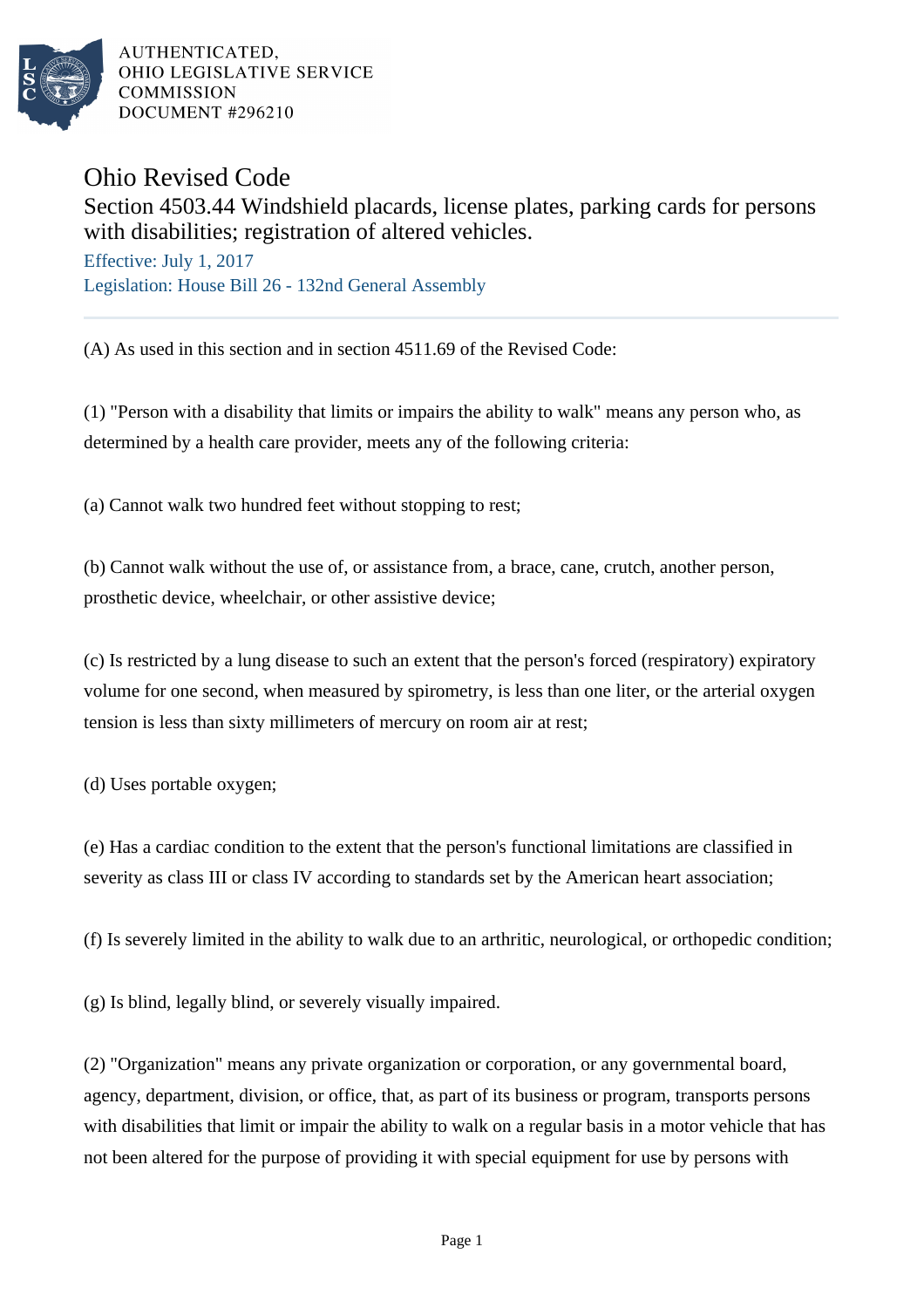AUTHENTICATED,
OHIO LEGISLATIVE SERVICE
COMMISSION
DOCUMENT #296210

# Ohio Revised Code

## Section 4503.44 Windshield placards, license plates, parking cards for persons with disabilities; registration of altered vehicles.

Effective: July 1, 2017

Legislation: House Bill 26 - 132nd General Assembly

---

(A) As used in this section and in section 4511.69 of the Revised Code:

(1) "Person with a disability that limits or impairs the ability to walk" means any person who, as determined by a health care provider, meets any of the following criteria:

(a) Cannot walk two hundred feet without stopping to rest;

(b) Cannot walk without the use of, or assistance from, a brace, cane, crutch, another person, prosthetic device, wheelchair, or other assistive device;

(c) Is restricted by a lung disease to such an extent that the person's forced (respiratory) expiratory volume for one second, when measured by spirometry, is less than one liter, or the arterial oxygen tension is less than sixty millimeters of mercury on room air at rest;

(d) Uses portable oxygen;

(e) Has a cardiac condition to the extent that the person's functional limitations are classified in severity as class III or class IV according to standards set by the American heart association;

(f) Is severely limited in the ability to walk due to an arthritic, neurological, or orthopedic condition;

(g) Is blind, legally blind, or severely visually impaired.

(2) "Organization" means any private organization or corporation, or any governmental board, agency, department, division, or office, that, as part of its business or program, transports persons with disabilities that limit or impair the ability to walk on a regular basis in a motor vehicle that has not been altered for the purpose of providing it with special equipment for use by persons with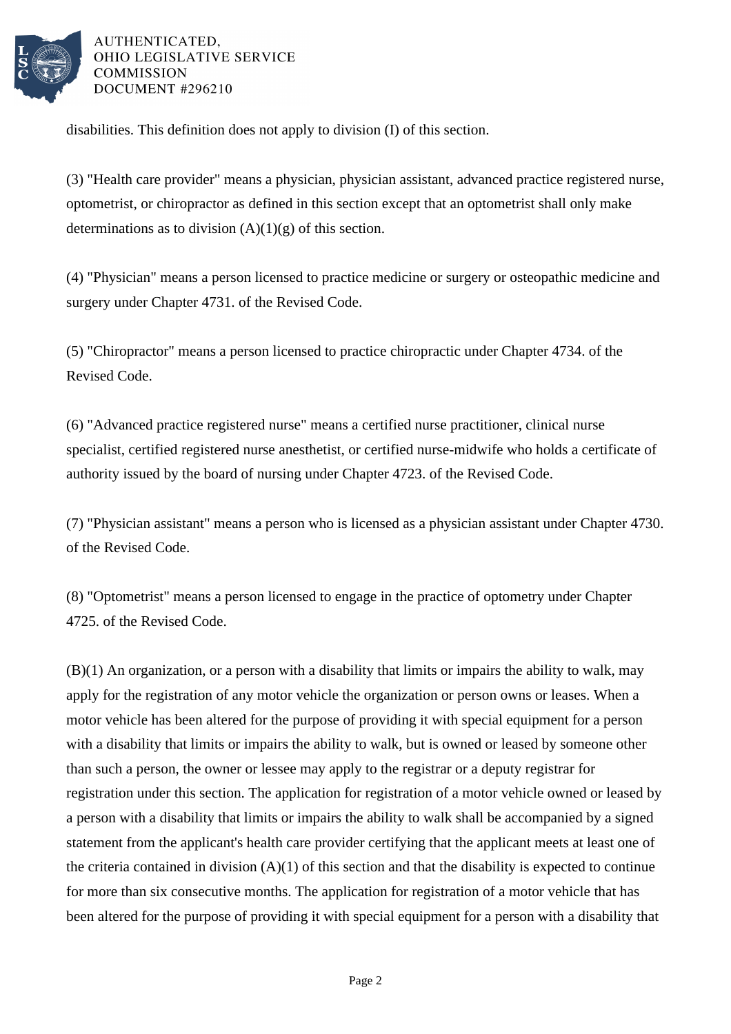disabilities. This definition does not apply to division (I) of this section.

(3) "Health care provider" means a physician, physician assistant, advanced practice registered nurse, optometrist, or chiropractor as defined in this section except that an optometrist shall only make determinations as to division (A)(1)(g) of this section.

(4) "Physician" means a person licensed to practice medicine or surgery or osteopathic medicine and surgery under Chapter 4731. of the Revised Code.

(5) "Chiropractor" means a person licensed to practice chiropractic under Chapter 4734. of the Revised Code.

(6) "Advanced practice registered nurse" means a certified nurse practitioner, clinical nurse specialist, certified registered nurse anesthetist, or certified nurse-midwife who holds a certificate of authority issued by the board of nursing under Chapter 4723. of the Revised Code.

(7) "Physician assistant" means a person who is licensed as a physician assistant under Chapter 4730. of the Revised Code.

(8) "Optometrist" means a person licensed to engage in the practice of optometry under Chapter 4725. of the Revised Code.

(B)(1) An organization, or a person with a disability that limits or impairs the ability to walk, may apply for the registration of any motor vehicle the organization or person owns or leases. When a motor vehicle has been altered for the purpose of providing it with special equipment for a person with a disability that limits or impairs the ability to walk, but is owned or leased by someone other than such a person, the owner or lessee may apply to the registrar or a deputy registrar for registration under this section. The application for registration of a motor vehicle owned or leased by a person with a disability that limits or impairs the ability to walk shall be accompanied by a signed statement from the applicant's health care provider certifying that the applicant meets at least one of the criteria contained in division (A)(1) of this section and that the disability is expected to continue for more than six consecutive months. The application for registration of a motor vehicle that has been altered for the purpose of providing it with special equipment for a person with a disability that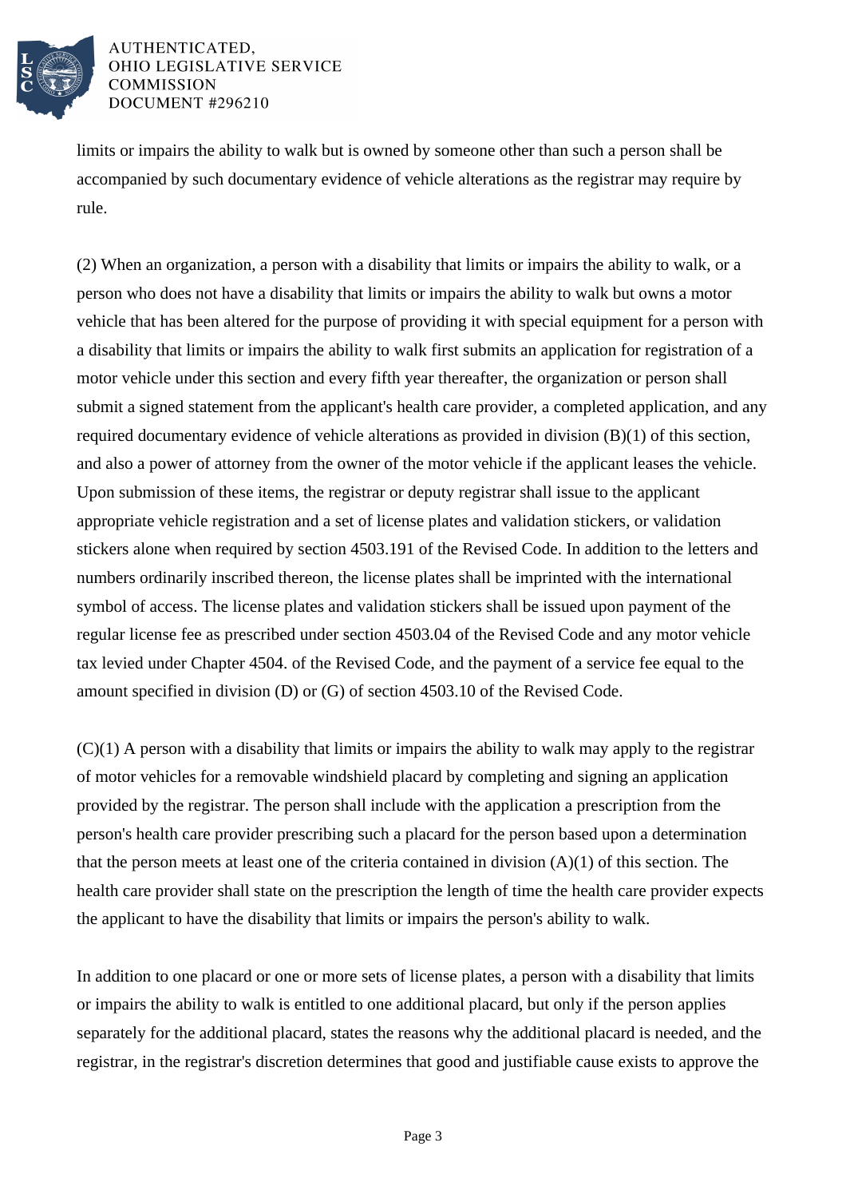limits or impairs the ability to walk but is owned by someone other than such a person shall be accompanied by such documentary evidence of vehicle alterations as the registrar may require by rule.

(2) When an organization, a person with a disability that limits or impairs the ability to walk, or a person who does not have a disability that limits or impairs the ability to walk but owns a motor vehicle that has been altered for the purpose of providing it with special equipment for a person with a disability that limits or impairs the ability to walk first submits an application for registration of a motor vehicle under this section and every fifth year thereafter, the organization or person shall submit a signed statement from the applicant's health care provider, a completed application, and any required documentary evidence of vehicle alterations as provided in division (B)(1) of this section, and also a power of attorney from the owner of the motor vehicle if the applicant leases the vehicle. Upon submission of these items, the registrar or deputy registrar shall issue to the applicant appropriate vehicle registration and a set of license plates and validation stickers, or validation stickers alone when required by section 4503.191 of the Revised Code. In addition to the letters and numbers ordinarily inscribed thereon, the license plates shall be imprinted with the international symbol of access. The license plates and validation stickers shall be issued upon payment of the regular license fee as prescribed under section 4503.04 of the Revised Code and any motor vehicle tax levied under Chapter 4504. of the Revised Code, and the payment of a service fee equal to the amount specified in division (D) or (G) of section 4503.10 of the Revised Code.

(C)(1) A person with a disability that limits or impairs the ability to walk may apply to the registrar of motor vehicles for a removable windshield placard by completing and signing an application provided by the registrar. The person shall include with the application a prescription from the person's health care provider prescribing such a placard for the person based upon a determination that the person meets at least one of the criteria contained in division (A)(1) of this section. The health care provider shall state on the prescription the length of time the health care provider expects the applicant to have the disability that limits or impairs the person's ability to walk.

In addition to one placard or one or more sets of license plates, a person with a disability that limits or impairs the ability to walk is entitled to one additional placard, but only if the person applies separately for the additional placard, states the reasons why the additional placard is needed, and the registrar, in the registrar's discretion determines that good and justifiable cause exists to approve the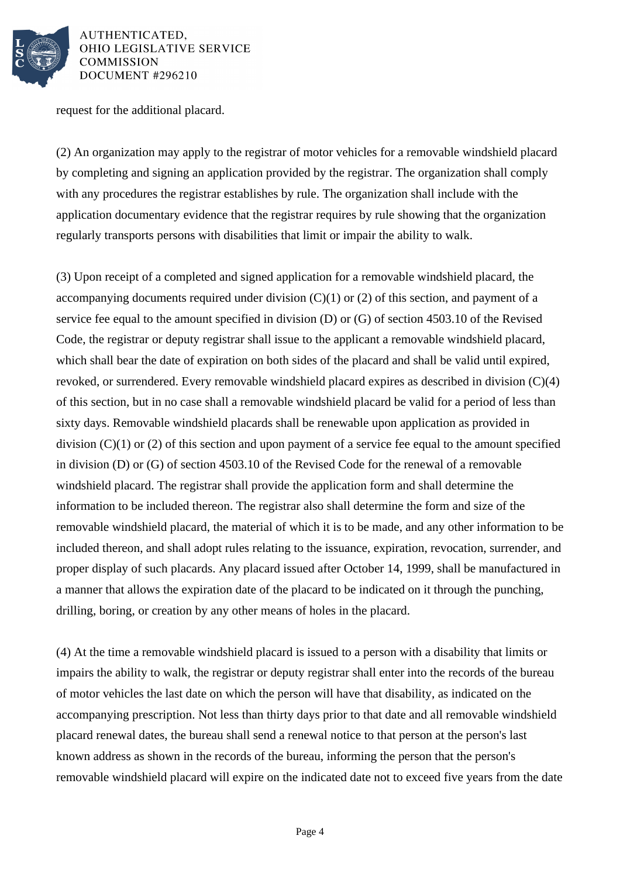request for the additional placard.

(2) An organization may apply to the registrar of motor vehicles for a removable windshield placard by completing and signing an application provided by the registrar. The organization shall comply with any procedures the registrar establishes by rule. The organization shall include with the application documentary evidence that the registrar requires by rule showing that the organization regularly transports persons with disabilities that limit or impair the ability to walk.

(3) Upon receipt of a completed and signed application for a removable windshield placard, the accompanying documents required under division (C)(1) or (2) of this section, and payment of a service fee equal to the amount specified in division (D) or (G) of section 4503.10 of the Revised Code, the registrar or deputy registrar shall issue to the applicant a removable windshield placard, which shall bear the date of expiration on both sides of the placard and shall be valid until expired, revoked, or surrendered. Every removable windshield placard expires as described in division (C)(4) of this section, but in no case shall a removable windshield placard be valid for a period of less than sixty days. Removable windshield placards shall be renewable upon application as provided in division (C)(1) or (2) of this section and upon payment of a service fee equal to the amount specified in division (D) or (G) of section 4503.10 of the Revised Code for the renewal of a removable windshield placard. The registrar shall provide the application form and shall determine the information to be included thereon. The registrar also shall determine the form and size of the removable windshield placard, the material of which it is to be made, and any other information to be included thereon, and shall adopt rules relating to the issuance, expiration, revocation, surrender, and proper display of such placards. Any placard issued after October 14, 1999, shall be manufactured in a manner that allows the expiration date of the placard to be indicated on it through the punching, drilling, boring, or creation by any other means of holes in the placard.

(4) At the time a removable windshield placard is issued to a person with a disability that limits or impairs the ability to walk, the registrar or deputy registrar shall enter into the records of the bureau of motor vehicles the last date on which the person will have that disability, as indicated on the accompanying prescription. Not less than thirty days prior to that date and all removable windshield placard renewal dates, the bureau shall send a renewal notice to that person at the person's last known address as shown in the records of the bureau, informing the person that the person's removable windshield placard will expire on the indicated date not to exceed five years from the date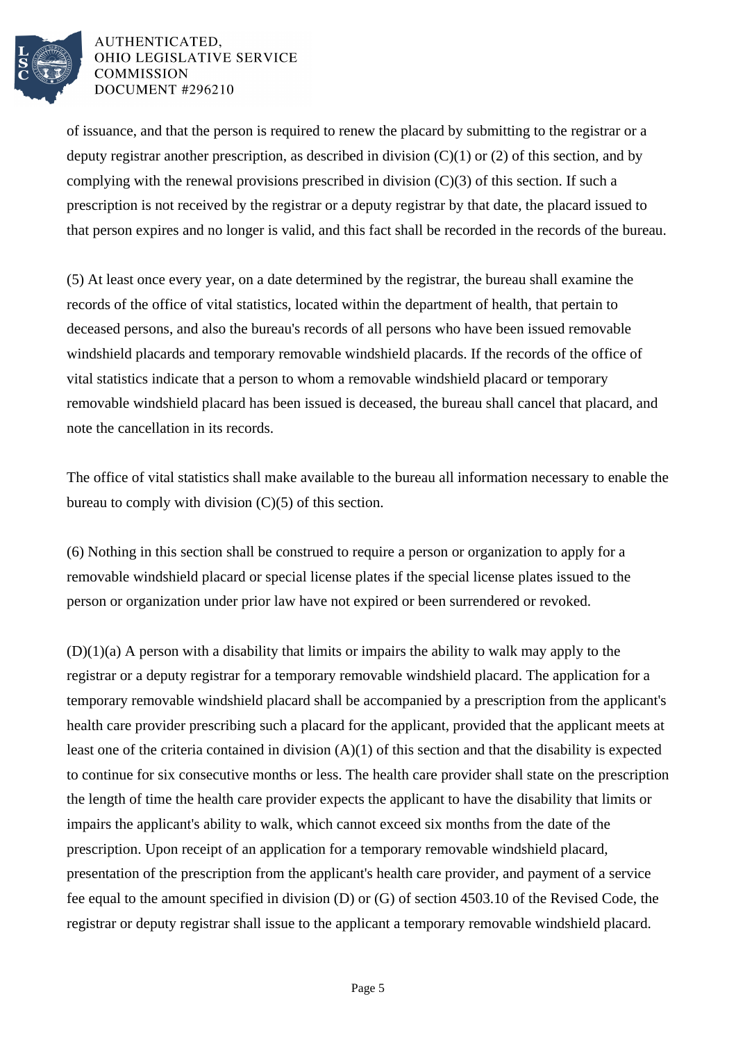of issuance, and that the person is required to renew the placard by submitting to the registrar or a deputy registrar another prescription, as described in division (C)(1) or (2) of this section, and by complying with the renewal provisions prescribed in division (C)(3) of this section. If such a prescription is not received by the registrar or a deputy registrar by that date, the placard issued to that person expires and no longer is valid, and this fact shall be recorded in the records of the bureau.

(5) At least once every year, on a date determined by the registrar, the bureau shall examine the records of the office of vital statistics, located within the department of health, that pertain to deceased persons, and also the bureau's records of all persons who have been issued removable windshield placards and temporary removable windshield placards. If the records of the office of vital statistics indicate that a person to whom a removable windshield placard or temporary removable windshield placard has been issued is deceased, the bureau shall cancel that placard, and note the cancellation in its records.

The office of vital statistics shall make available to the bureau all information necessary to enable the bureau to comply with division (C)(5) of this section.

(6) Nothing in this section shall be construed to require a person or organization to apply for a removable windshield placard or special license plates if the special license plates issued to the person or organization under prior law have not expired or been surrendered or revoked.

(D)(1)(a) A person with a disability that limits or impairs the ability to walk may apply to the registrar or a deputy registrar for a temporary removable windshield placard. The application for a temporary removable windshield placard shall be accompanied by a prescription from the applicant's health care provider prescribing such a placard for the applicant, provided that the applicant meets at least one of the criteria contained in division (A)(1) of this section and that the disability is expected to continue for six consecutive months or less. The health care provider shall state on the prescription the length of time the health care provider expects the applicant to have the disability that limits or impairs the applicant's ability to walk, which cannot exceed six months from the date of the prescription. Upon receipt of an application for a temporary removable windshield placard, presentation of the prescription from the applicant's health care provider, and payment of a service fee equal to the amount specified in division (D) or (G) of section 4503.10 of the Revised Code, the registrar or deputy registrar shall issue to the applicant a temporary removable windshield placard.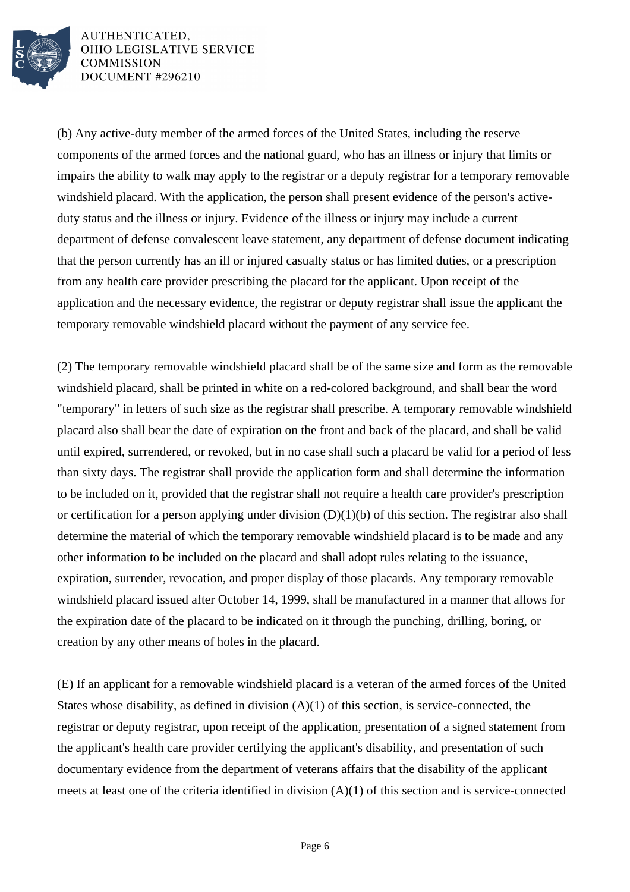(b) Any active-duty member of the armed forces of the United States, including the reserve components of the armed forces and the national guard, who has an illness or injury that limits or impairs the ability to walk may apply to the registrar or a deputy registrar for a temporary removable windshield placard. With the application, the person shall present evidence of the person's active-duty status and the illness or injury. Evidence of the illness or injury may include a current department of defense convalescent leave statement, any department of defense document indicating that the person currently has an ill or injured casualty status or has limited duties, or a prescription from any health care provider prescribing the placard for the applicant. Upon receipt of the application and the necessary evidence, the registrar or deputy registrar shall issue the applicant the temporary removable windshield placard without the payment of any service fee.

(2) The temporary removable windshield placard shall be of the same size and form as the removable windshield placard, shall be printed in white on a red-colored background, and shall bear the word "temporary" in letters of such size as the registrar shall prescribe. A temporary removable windshield placard also shall bear the date of expiration on the front and back of the placard, and shall be valid until expired, surrendered, or revoked, but in no case shall such a placard be valid for a period of less than sixty days. The registrar shall provide the application form and shall determine the information to be included on it, provided that the registrar shall not require a health care provider's prescription or certification for a person applying under division (D)(1)(b) of this section. The registrar also shall determine the material of which the temporary removable windshield placard is to be made and any other information to be included on the placard and shall adopt rules relating to the issuance, expiration, surrender, revocation, and proper display of those placards. Any temporary removable windshield placard issued after October 14, 1999, shall be manufactured in a manner that allows for the expiration date of the placard to be indicated on it through the punching, drilling, boring, or creation by any other means of holes in the placard.

(E) If an applicant for a removable windshield placard is a veteran of the armed forces of the United States whose disability, as defined in division (A)(1) of this section, is service-connected, the registrar or deputy registrar, upon receipt of the application, presentation of a signed statement from the applicant's health care provider certifying the applicant's disability, and presentation of such documentary evidence from the department of veterans affairs that the disability of the applicant meets at least one of the criteria identified in division (A)(1) of this section and is service-connected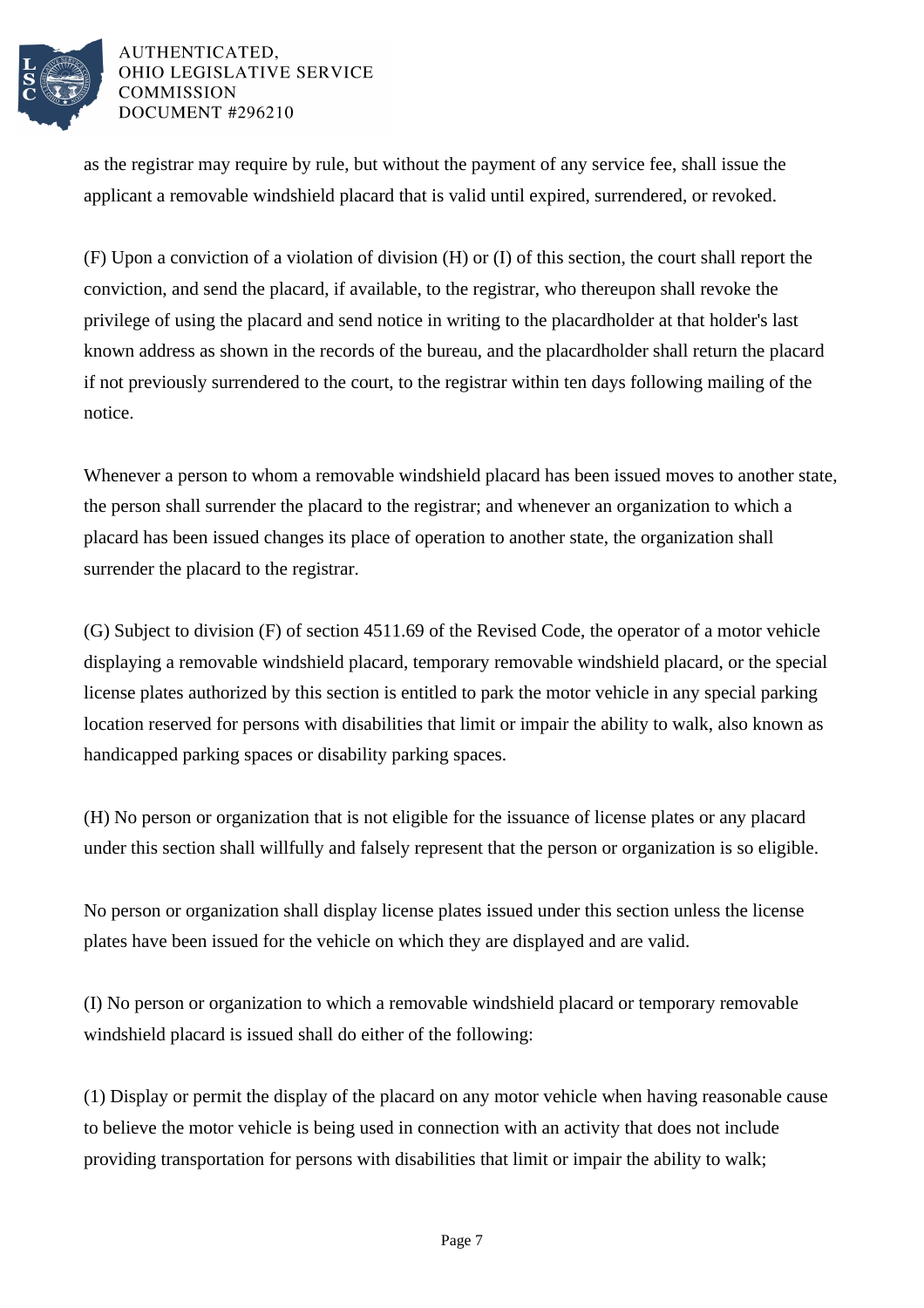as the registrar may require by rule, but without the payment of any service fee, shall issue the applicant a removable windshield placard that is valid until expired, surrendered, or revoked.

(F) Upon a conviction of a violation of division (H) or (I) of this section, the court shall report the conviction, and send the placard, if available, to the registrar, who thereupon shall revoke the privilege of using the placard and send notice in writing to the placardholder at that holder's last known address as shown in the records of the bureau, and the placardholder shall return the placard if not previously surrendered to the court, to the registrar within ten days following mailing of the notice.

Whenever a person to whom a removable windshield placard has been issued moves to another state, the person shall surrender the placard to the registrar; and whenever an organization to which a placard has been issued changes its place of operation to another state, the organization shall surrender the placard to the registrar.

(G) Subject to division (F) of section 4511.69 of the Revised Code, the operator of a motor vehicle displaying a removable windshield placard, temporary removable windshield placard, or the special license plates authorized by this section is entitled to park the motor vehicle in any special parking location reserved for persons with disabilities that limit or impair the ability to walk, also known as handicapped parking spaces or disability parking spaces.

(H) No person or organization that is not eligible for the issuance of license plates or any placard under this section shall willfully and falsely represent that the person or organization is so eligible.

No person or organization shall display license plates issued under this section unless the license plates have been issued for the vehicle on which they are displayed and are valid.

(I) No person or organization to which a removable windshield placard or temporary removable windshield placard is issued shall do either of the following:

(1) Display or permit the display of the placard on any motor vehicle when having reasonable cause to believe the motor vehicle is being used in connection with an activity that does not include providing transportation for persons with disabilities that limit or impair the ability to walk;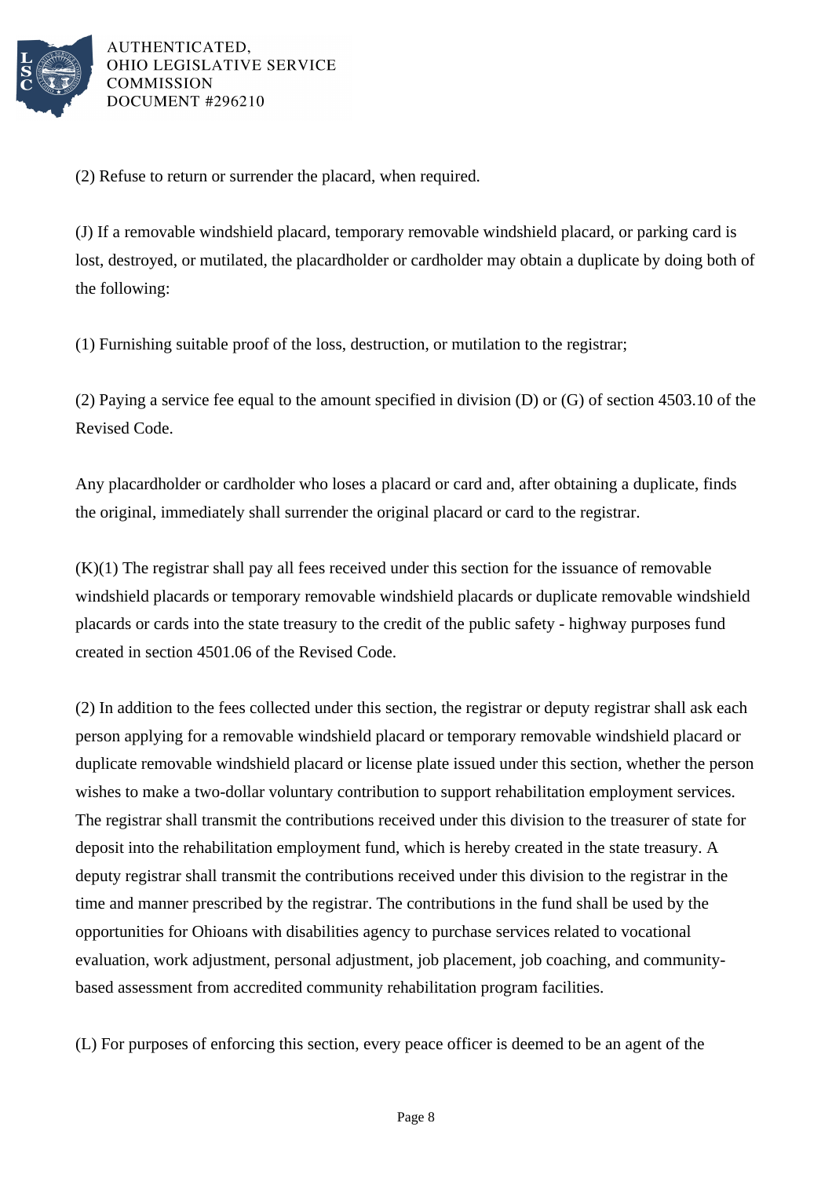(2) Refuse to return or surrender the placard, when required.

(J) If a removable windshield placard, temporary removable windshield placard, or parking card is lost, destroyed, or mutilated, the placardholder or cardholder may obtain a duplicate by doing both of the following:

(1) Furnishing suitable proof of the loss, destruction, or mutilation to the registrar;

(2) Paying a service fee equal to the amount specified in division (D) or (G) of section 4503.10 of the Revised Code.

Any placardholder or cardholder who loses a placard or card and, after obtaining a duplicate, finds the original, immediately shall surrender the original placard or card to the registrar.

(K)(1) The registrar shall pay all fees received under this section for the issuance of removable windshield placards or temporary removable windshield placards or duplicate removable windshield placards or cards into the state treasury to the credit of the public safety - highway purposes fund created in section 4501.06 of the Revised Code.

(2) In addition to the fees collected under this section, the registrar or deputy registrar shall ask each person applying for a removable windshield placard or temporary removable windshield placard or duplicate removable windshield placard or license plate issued under this section, whether the person wishes to make a two-dollar voluntary contribution to support rehabilitation employment services. The registrar shall transmit the contributions received under this division to the treasurer of state for deposit into the rehabilitation employment fund, which is hereby created in the state treasury. A deputy registrar shall transmit the contributions received under this division to the registrar in the time and manner prescribed by the registrar. The contributions in the fund shall be used by the opportunities for Ohioans with disabilities agency to purchase services related to vocational evaluation, work adjustment, personal adjustment, job placement, job coaching, and community-based assessment from accredited community rehabilitation program facilities.

(L) For purposes of enforcing this section, every peace officer is deemed to be an agent of the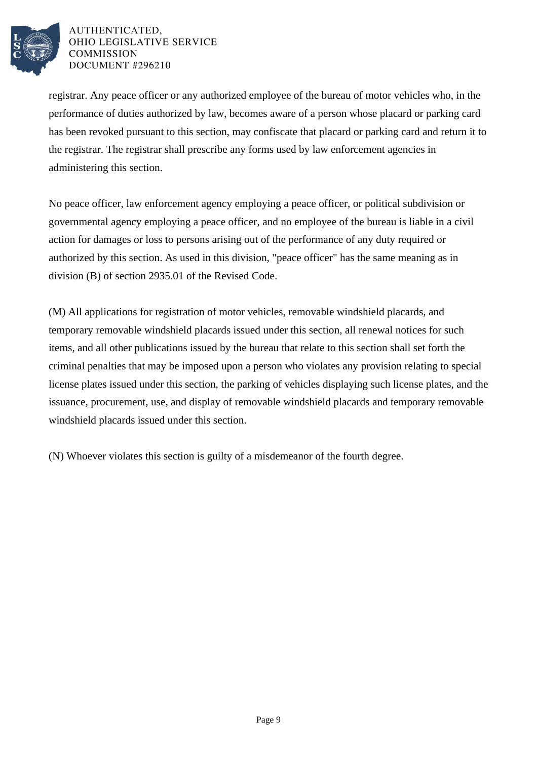registrar. Any peace officer or any authorized employee of the bureau of motor vehicles who, in the performance of duties authorized by law, becomes aware of a person whose placard or parking card has been revoked pursuant to this section, may confiscate that placard or parking card and return it to the registrar. The registrar shall prescribe any forms used by law enforcement agencies in administering this section.

No peace officer, law enforcement agency employing a peace officer, or political subdivision or governmental agency employing a peace officer, and no employee of the bureau is liable in a civil action for damages or loss to persons arising out of the performance of any duty required or authorized by this section. As used in this division, "peace officer" has the same meaning as in division (B) of section 2935.01 of the Revised Code.

(M) All applications for registration of motor vehicles, removable windshield placards, and temporary removable windshield placards issued under this section, all renewal notices for such items, and all other publications issued by the bureau that relate to this section shall set forth the criminal penalties that may be imposed upon a person who violates any provision relating to special license plates issued under this section, the parking of vehicles displaying such license plates, and the issuance, procurement, use, and display of removable windshield placards and temporary removable windshield placards issued under this section.

(N) Whoever violates this section is guilty of a misdemeanor of the fourth degree.